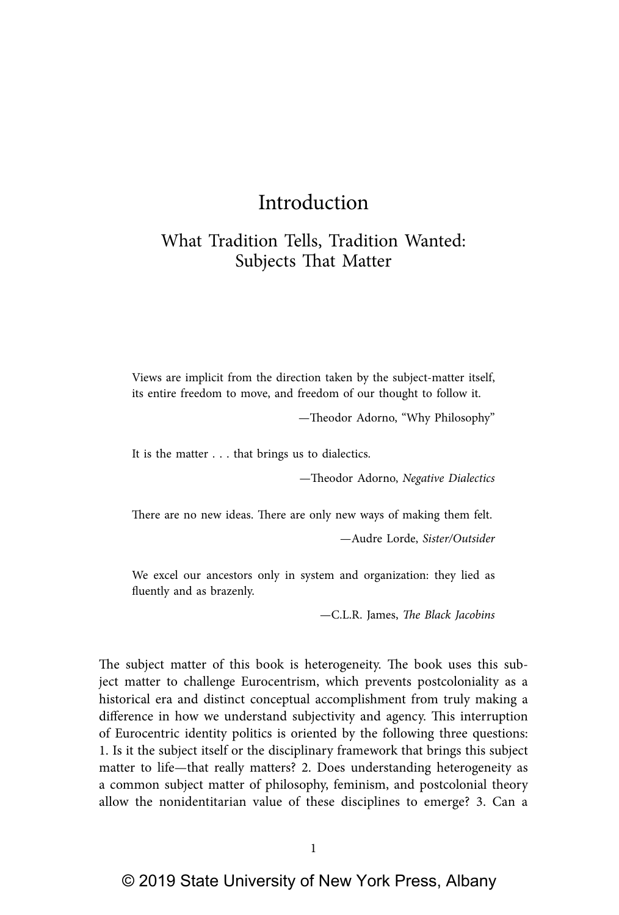# Introduction

## What Tradition Tells, Tradition Wanted: Subjects That Matter

> Views are implicit from the direction taken by the subject-matter itself, its entire freedom to move, and freedom of our thought to follow it.
>
> —Theodor Adorno, "Why Philosophy"

> It is the matter . . . that brings us to dialectics.
>
> —Theodor Adorno, *Negative Dialectics*

> There are no new ideas. There are only new ways of making them felt.
>
> —Audre Lorde, *Sister/Outsider*

> We excel our ancestors only in system and organization: they lied as fluently and as brazenly.
>
> —C.L.R. James, *The Black Jacobins*

The subject matter of this book is heterogeneity. The book uses this subject matter to challenge Eurocentrism, which prevents postcoloniality as a historical era and distinct conceptual accomplishment from truly making a difference in how we understand subjectivity and agency. This interruption of Eurocentric identity politics is oriented by the following three questions: 1. Is it the subject itself or the disciplinary framework that brings this subject matter to life—that really matters? 2. Does understanding heterogeneity as a common subject matter of philosophy, feminism, and postcolonial theory allow the nonidentitarian value of these disciplines to emerge? 3. Can a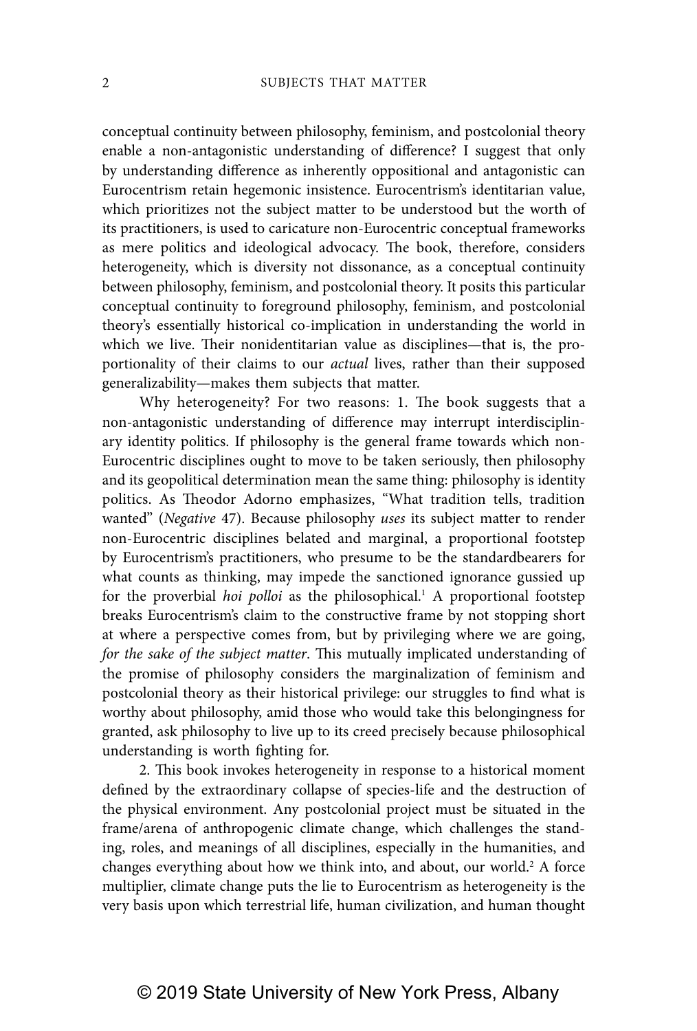conceptual continuity between philosophy, feminism, and postcolonial theory enable a non-antagonistic understanding of difference? I suggest that only by understanding difference as inherently oppositional and antagonistic can Eurocentrism retain hegemonic insistence. Eurocentrism's identitarian value, which prioritizes not the subject matter to be understood but the worth of its practitioners, is used to caricature non-Eurocentric conceptual frameworks as mere politics and ideological advocacy. The book, therefore, considers heterogeneity, which is diversity not dissonance, as a conceptual continuity between philosophy, feminism, and postcolonial theory. It posits this particular conceptual continuity to foreground philosophy, feminism, and postcolonial theory's essentially historical co-implication in understanding the world in which we live. Their nonidentitarian value as disciplines—that is, the proportionality of their claims to our *actual* lives, rather than their supposed generalizability—makes them subjects that matter.

Why heterogeneity? For two reasons: 1. The book suggests that a non-antagonistic understanding of difference may interrupt interdisciplinary identity politics. If philosophy is the general frame towards which non-Eurocentric disciplines ought to move to be taken seriously, then philosophy and its geopolitical determination mean the same thing: philosophy is identity politics. As Theodor Adorno emphasizes, "What tradition tells, tradition wanted" (*Negative* 47). Because philosophy *uses* its subject matter to render non-Eurocentric disciplines belated and marginal, a proportional footstep by Eurocentrism's practitioners, who presume to be the standardbearers for what counts as thinking, may impede the sanctioned ignorance gussied up for the proverbial *hoi polloi* as the philosophical.[1] A proportional footstep breaks Eurocentrism's claim to the constructive frame by not stopping short at where a perspective comes from, but by privileging where we are going, *for the sake of the subject matter*. This mutually implicated understanding of the promise of philosophy considers the marginalization of feminism and postcolonial theory as their historical privilege: our struggles to find what is worthy about philosophy, amid those who would take this belongingness for granted, ask philosophy to live up to its creed precisely because philosophical understanding is worth fighting for.

2. This book invokes heterogeneity in response to a historical moment defined by the extraordinary collapse of species-life and the destruction of the physical environment. Any postcolonial project must be situated in the frame/arena of anthropogenic climate change, which challenges the standing, roles, and meanings of all disciplines, especially in the humanities, and changes everything about how we think into, and about, our world.[2] A force multiplier, climate change puts the lie to Eurocentrism as heterogeneity is the very basis upon which terrestrial life, human civilization, and human thought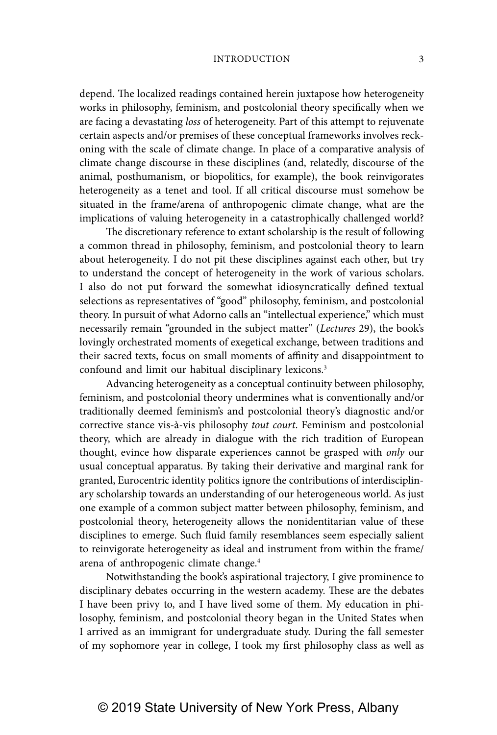depend. The localized readings contained herein juxtapose how heterogeneity works in philosophy, feminism, and postcolonial theory specifically when we are facing a devastating *loss* of heterogeneity. Part of this attempt to rejuvenate certain aspects and/or premises of these conceptual frameworks involves reckoning with the scale of climate change. In place of a comparative analysis of climate change discourse in these disciplines (and, relatedly, discourse of the animal, posthumanism, or biopolitics, for example), the book reinvigorates heterogeneity as a tenet and tool. If all critical discourse must somehow be situated in the frame/arena of anthropogenic climate change, what are the implications of valuing heterogeneity in a catastrophically challenged world?

The discretionary reference to extant scholarship is the result of following a common thread in philosophy, feminism, and postcolonial theory to learn about heterogeneity. I do not pit these disciplines against each other, but try to understand the concept of heterogeneity in the work of various scholars. I also do not put forward the somewhat idiosyncratically defined textual selections as representatives of "good" philosophy, feminism, and postcolonial theory. In pursuit of what Adorno calls an "intellectual experience," which must necessarily remain "grounded in the subject matter" (*Lectures* 29), the book's lovingly orchestrated moments of exegetical exchange, between traditions and their sacred texts, focus on small moments of affinity and disappointment to confound and limit our habitual disciplinary lexicons.[3]

Advancing heterogeneity as a conceptual continuity between philosophy, feminism, and postcolonial theory undermines what is conventionally and/or traditionally deemed feminism's and postcolonial theory's diagnostic and/or corrective stance vis-à-vis philosophy *tout court*. Feminism and postcolonial theory, which are already in dialogue with the rich tradition of European thought, evince how disparate experiences cannot be grasped with *only* our usual conceptual apparatus. By taking their derivative and marginal rank for granted, Eurocentric identity politics ignore the contributions of interdisciplinary scholarship towards an understanding of our heterogeneous world. As just one example of a common subject matter between philosophy, feminism, and postcolonial theory, heterogeneity allows the nonidentitarian value of these disciplines to emerge. Such fluid family resemblances seem especially salient to reinvigorate heterogeneity as ideal and instrument from within the frame/arena of anthropogenic climate change.[4]

Notwithstanding the book's aspirational trajectory, I give prominence to disciplinary debates occurring in the western academy. These are the debates I have been privy to, and I have lived some of them. My education in philosophy, feminism, and postcolonial theory began in the United States when I arrived as an immigrant for undergraduate study. During the fall semester of my sophomore year in college, I took my first philosophy class as well as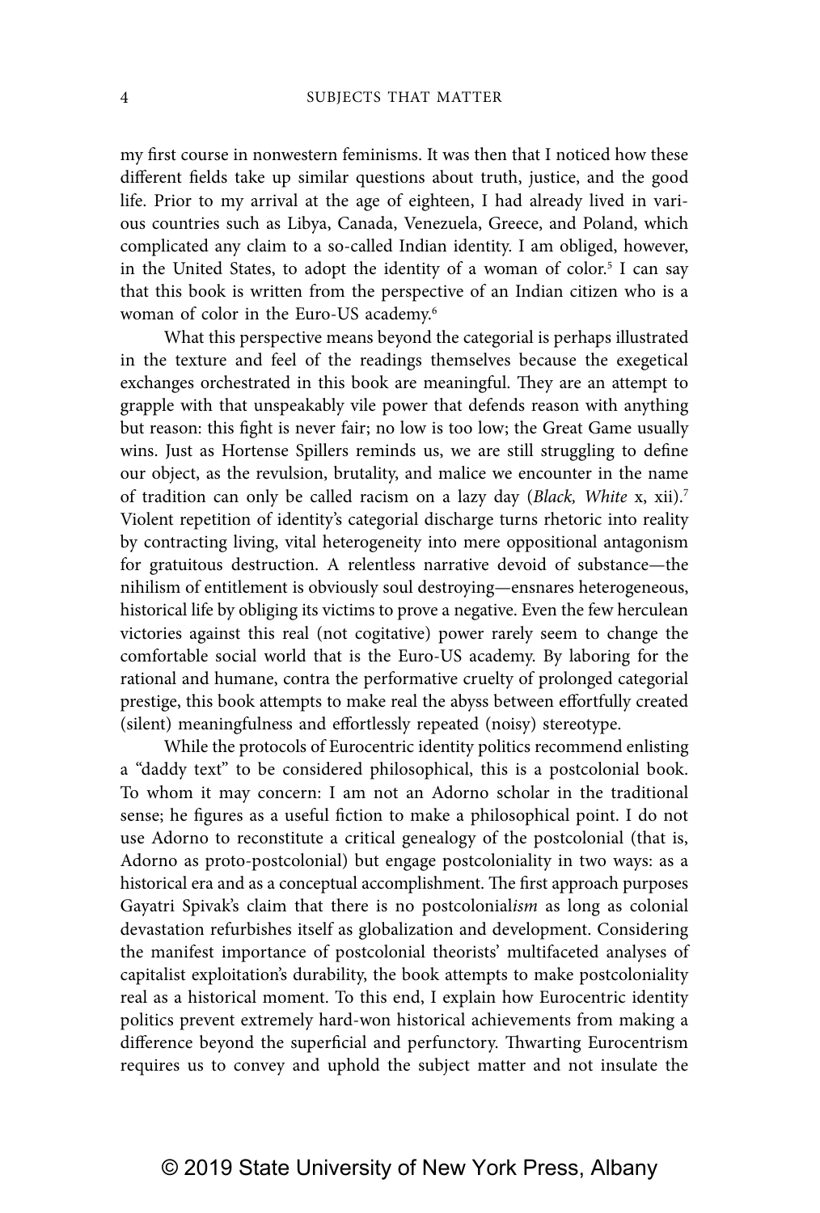my first course in nonwestern feminisms. It was then that I noticed how these different fields take up similar questions about truth, justice, and the good life. Prior to my arrival at the age of eighteen, I had already lived in various countries such as Libya, Canada, Venezuela, Greece, and Poland, which complicated any claim to a so-called Indian identity. I am obliged, however, in the United States, to adopt the identity of a woman of color.[5] I can say that this book is written from the perspective of an Indian citizen who is a woman of color in the Euro-US academy.[6]

What this perspective means beyond the categorial is perhaps illustrated in the texture and feel of the readings themselves because the exegetical exchanges orchestrated in this book are meaningful. They are an attempt to grapple with that unspeakably vile power that defends reason with anything but reason: this fight is never fair; no low is too low; the Great Game usually wins. Just as Hortense Spillers reminds us, we are still struggling to define our object, as the revulsion, brutality, and malice we encounter in the name of tradition can only be called racism on a lazy day (*Black, White* x, xii).[7] Violent repetition of identity's categorial discharge turns rhetoric into reality by contracting living, vital heterogeneity into mere oppositional antagonism for gratuitous destruction. A relentless narrative devoid of substance—the nihilism of entitlement is obviously soul destroying—ensnares heterogeneous, historical life by obliging its victims to prove a negative. Even the few herculean victories against this real (not cogitative) power rarely seem to change the comfortable social world that is the Euro-US academy. By laboring for the rational and humane, contra the performative cruelty of prolonged categorial prestige, this book attempts to make real the abyss between effortfully created (silent) meaningfulness and effortlessly repeated (noisy) stereotype.

While the protocols of Eurocentric identity politics recommend enlisting a "daddy text" to be considered philosophical, this is a postcolonial book. To whom it may concern: I am not an Adorno scholar in the traditional sense; he figures as a useful fiction to make a philosophical point. I do not use Adorno to reconstitute a critical genealogy of the postcolonial (that is, Adorno as proto-postcolonial) but engage postcoloniality in two ways: as a historical era and as a conceptual accomplishment. The first approach purposes Gayatri Spivak's claim that there is no postcolonial*ism* as long as colonial devastation refurbishes itself as globalization and development. Considering the manifest importance of postcolonial theorists' multifaceted analyses of capitalist exploitation's durability, the book attempts to make postcoloniality real as a historical moment. To this end, I explain how Eurocentric identity politics prevent extremely hard-won historical achievements from making a difference beyond the superficial and perfunctory. Thwarting Eurocentrism requires us to convey and uphold the subject matter and not insulate the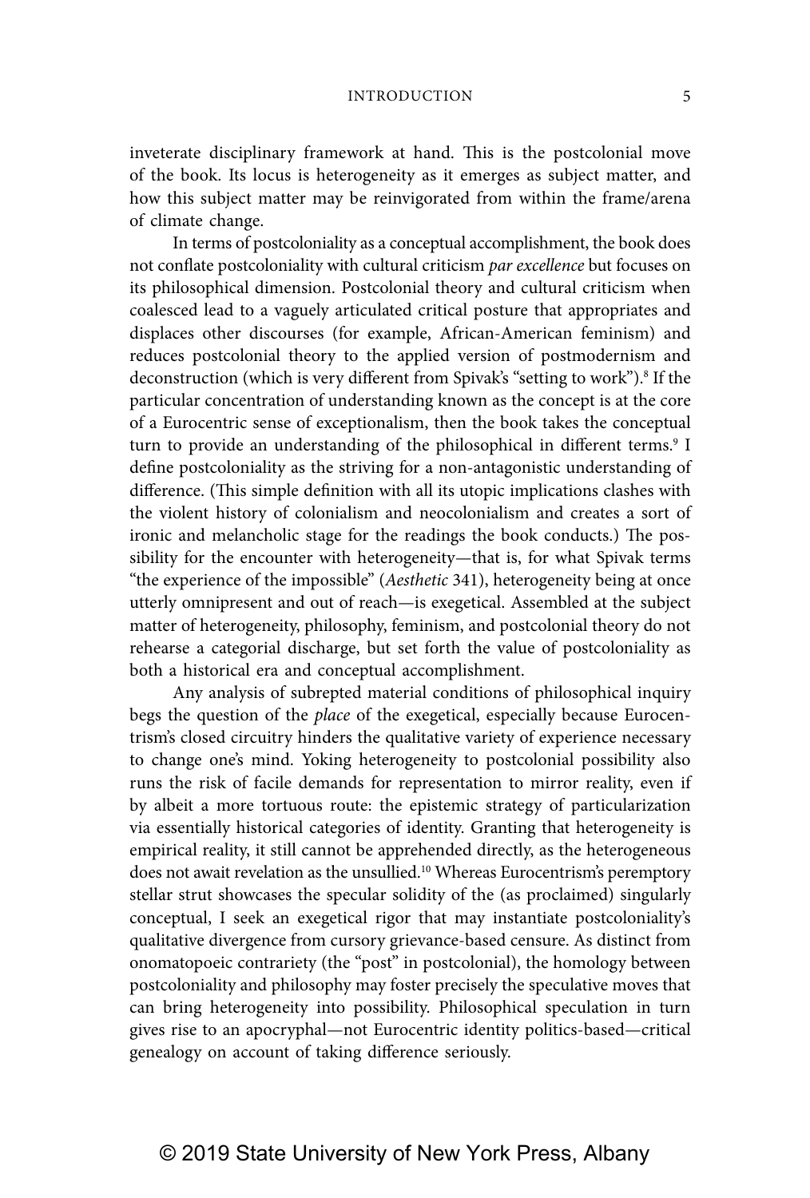inveterate disciplinary framework at hand. This is the postcolonial move of the book. Its locus is heterogeneity as it emerges as subject matter, and how this subject matter may be reinvigorated from within the frame/arena of climate change.

In terms of postcoloniality as a conceptual accomplishment, the book does not conflate postcoloniality with cultural criticism *par excellence* but focuses on its philosophical dimension. Postcolonial theory and cultural criticism when coalesced lead to a vaguely articulated critical posture that appropriates and displaces other discourses (for example, African-American feminism) and reduces postcolonial theory to the applied version of postmodernism and deconstruction (which is very different from Spivak's "setting to work").[8] If the particular concentration of understanding known as the concept is at the core of a Eurocentric sense of exceptionalism, then the book takes the conceptual turn to provide an understanding of the philosophical in different terms.[9] I define postcoloniality as the striving for a non-antagonistic understanding of difference. (This simple definition with all its utopic implications clashes with the violent history of colonialism and neocolonialism and creates a sort of ironic and melancholic stage for the readings the book conducts.) The possibility for the encounter with heterogeneity—that is, for what Spivak terms "the experience of the impossible" (*Aesthetic* 341), heterogeneity being at once utterly omnipresent and out of reach—is exegetical. Assembled at the subject matter of heterogeneity, philosophy, feminism, and postcolonial theory do not rehearse a categorial discharge, but set forth the value of postcoloniality as both a historical era and conceptual accomplishment.

Any analysis of subrepted material conditions of philosophical inquiry begs the question of the *place* of the exegetical, especially because Eurocentrism's closed circuitry hinders the qualitative variety of experience necessary to change one's mind. Yoking heterogeneity to postcolonial possibility also runs the risk of facile demands for representation to mirror reality, even if by albeit a more tortuous route: the epistemic strategy of particularization via essentially historical categories of identity. Granting that heterogeneity is empirical reality, it still cannot be apprehended directly, as the heterogeneous does not await revelation as the unsullied.[10] Whereas Eurocentrism's peremptory stellar strut showcases the specular solidity of the (as proclaimed) singularly conceptual, I seek an exegetical rigor that may instantiate postcoloniality's qualitative divergence from cursory grievance-based censure. As distinct from onomatopoeic contrariety (the "post" in postcolonial), the homology between postcoloniality and philosophy may foster precisely the speculative moves that can bring heterogeneity into possibility. Philosophical speculation in turn gives rise to an apocryphal—not Eurocentric identity politics-based—critical genealogy on account of taking difference seriously.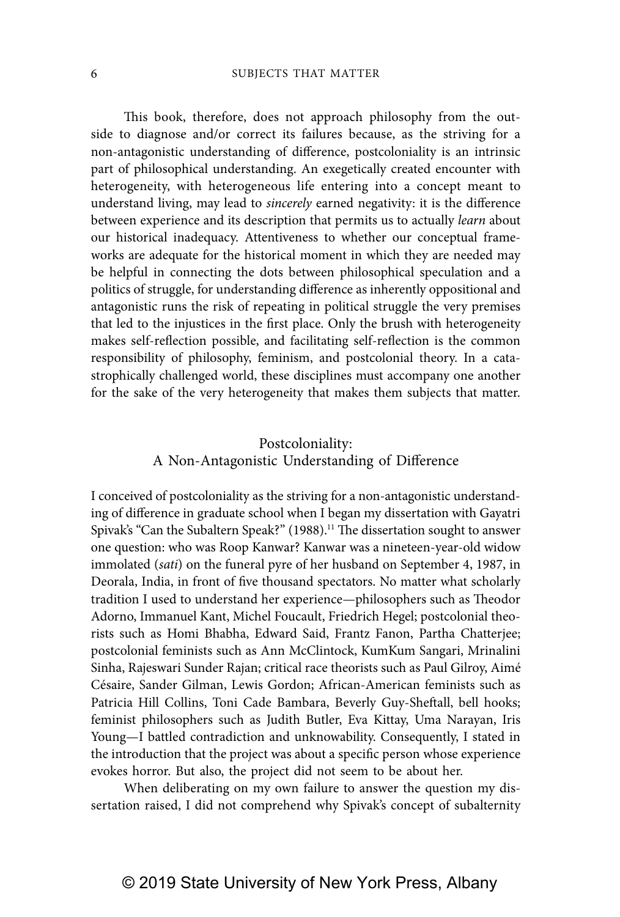This book, therefore, does not approach philosophy from the outside to diagnose and/or correct its failures because, as the striving for a non-antagonistic understanding of difference, postcoloniality is an intrinsic part of philosophical understanding. An exegetically created encounter with heterogeneity, with heterogeneous life entering into a concept meant to understand living, may lead to *sincerely* earned negativity: it is the difference between experience and its description that permits us to actually *learn* about our historical inadequacy. Attentiveness to whether our conceptual frameworks are adequate for the historical moment in which they are needed may be helpful in connecting the dots between philosophical speculation and a politics of struggle, for understanding difference as inherently oppositional and antagonistic runs the risk of repeating in political struggle the very premises that led to the injustices in the first place. Only the brush with heterogeneity makes self-reflection possible, and facilitating self-reflection is the common responsibility of philosophy, feminism, and postcolonial theory. In a catastrophically challenged world, these disciplines must accompany one another for the sake of the very heterogeneity that makes them subjects that matter.

## Postcoloniality: A Non-Antagonistic Understanding of Difference

I conceived of postcoloniality as the striving for a non-antagonistic understanding of difference in graduate school when I began my dissertation with Gayatri Spivak's "Can the Subaltern Speak?" (1988).[11] The dissertation sought to answer one question: who was Roop Kanwar? Kanwar was a nineteen-year-old widow immolated (*sati*) on the funeral pyre of her husband on September 4, 1987, in Deorala, India, in front of five thousand spectators. No matter what scholarly tradition I used to understand her experience—philosophers such as Theodor Adorno, Immanuel Kant, Michel Foucault, Friedrich Hegel; postcolonial theorists such as Homi Bhabha, Edward Said, Frantz Fanon, Partha Chatterjee; postcolonial feminists such as Ann McClintock, KumKum Sangari, Mrinalini Sinha, Rajeswari Sunder Rajan; critical race theorists such as Paul Gilroy, Aimé Césaire, Sander Gilman, Lewis Gordon; African-American feminists such as Patricia Hill Collins, Toni Cade Bambara, Beverly Guy-Sheftall, bell hooks; feminist philosophers such as Judith Butler, Eva Kittay, Uma Narayan, Iris Young—I battled contradiction and unknowability. Consequently, I stated in the introduction that the project was about a specific person whose experience evokes horror. But also, the project did not seem to be about her.

When deliberating on my own failure to answer the question my dissertation raised, I did not comprehend why Spivak's concept of subalternity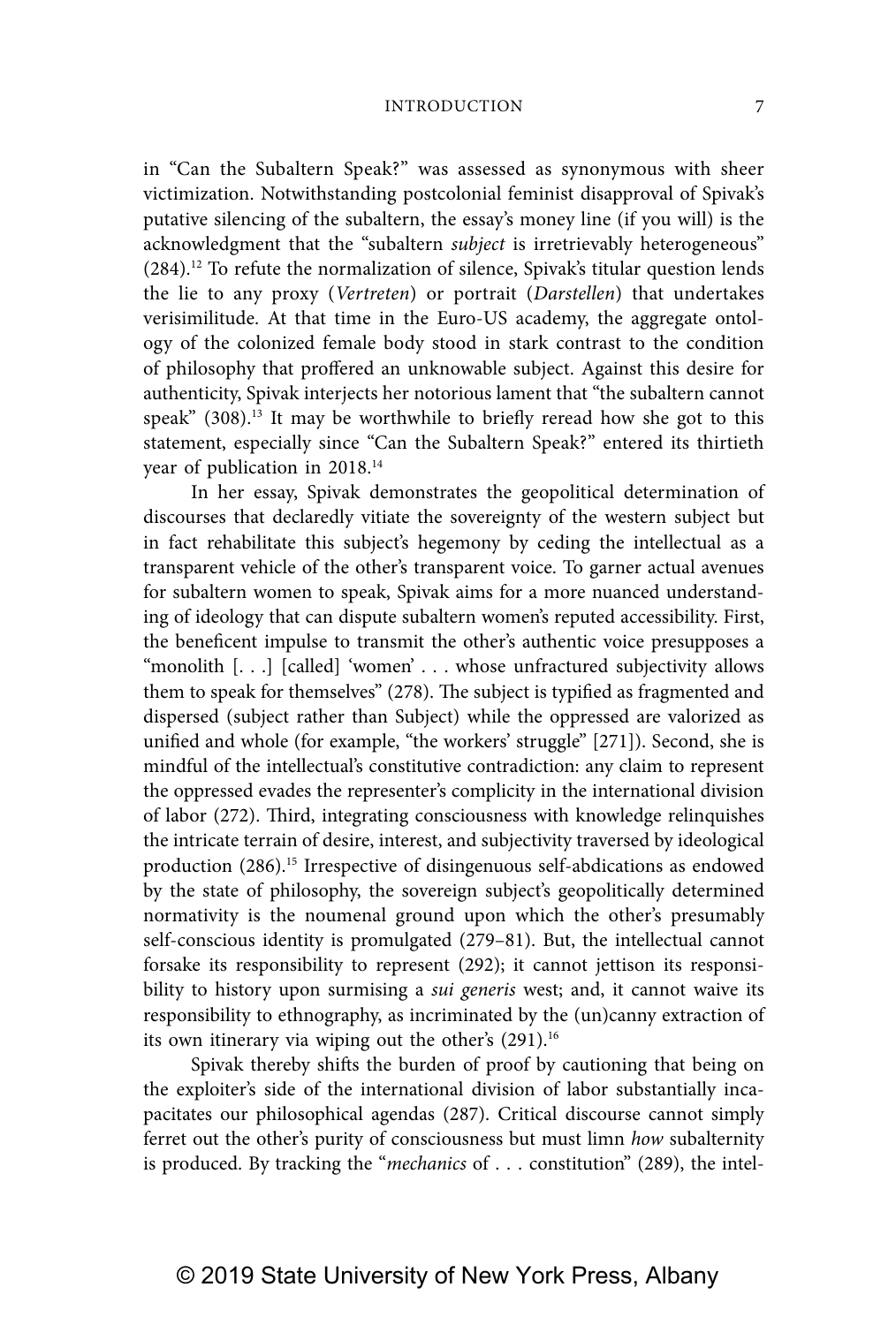in "Can the Subaltern Speak?" was assessed as synonymous with sheer victimization. Notwithstanding postcolonial feminist disapproval of Spivak's putative silencing of the subaltern, the essay's money line (if you will) is the acknowledgment that the "subaltern *subject* is irretrievably heterogeneous" (284).[12] To refute the normalization of silence, Spivak's titular question lends the lie to any proxy (*Vertreten*) or portrait (*Darstellen*) that undertakes verisimilitude. At that time in the Euro-US academy, the aggregate ontology of the colonized female body stood in stark contrast to the condition of philosophy that proffered an unknowable subject. Against this desire for authenticity, Spivak interjects her notorious lament that "the subaltern cannot speak" (308).[13] It may be worthwhile to briefly reread how she got to this statement, especially since "Can the Subaltern Speak?" entered its thirtieth year of publication in 2018.[14]

In her essay, Spivak demonstrates the geopolitical determination of discourses that declaredly vitiate the sovereignty of the western subject but in fact rehabilitate this subject's hegemony by ceding the intellectual as a transparent vehicle of the other's transparent voice. To garner actual avenues for subaltern women to speak, Spivak aims for a more nuanced understanding of ideology that can dispute subaltern women's reputed accessibility. First, the beneficent impulse to transmit the other's authentic voice presupposes a "monolith [. . .] [called] 'women' . . . whose unfractured subjectivity allows them to speak for themselves" (278). The subject is typified as fragmented and dispersed (subject rather than Subject) while the oppressed are valorized as unified and whole (for example, "the workers' struggle" [271]). Second, she is mindful of the intellectual's constitutive contradiction: any claim to represent the oppressed evades the representer's complicity in the international division of labor (272). Third, integrating consciousness with knowledge relinquishes the intricate terrain of desire, interest, and subjectivity traversed by ideological production (286).[15] Irrespective of disingenuous self-abdications as endowed by the state of philosophy, the sovereign subject's geopolitically determined normativity is the noumenal ground upon which the other's presumably self-conscious identity is promulgated (279–81). But, the intellectual cannot forsake its responsibility to represent (292); it cannot jettison its responsibility to history upon surmising a *sui generis* west; and, it cannot waive its responsibility to ethnography, as incriminated by the (un)canny extraction of its own itinerary via wiping out the other's (291).[16]

Spivak thereby shifts the burden of proof by cautioning that being on the exploiter's side of the international division of labor substantially incapacitates our philosophical agendas (287). Critical discourse cannot simply ferret out the other's purity of consciousness but must limn *how* subalternity is produced. By tracking the "*mechanics* of . . . constitution" (289), the intel-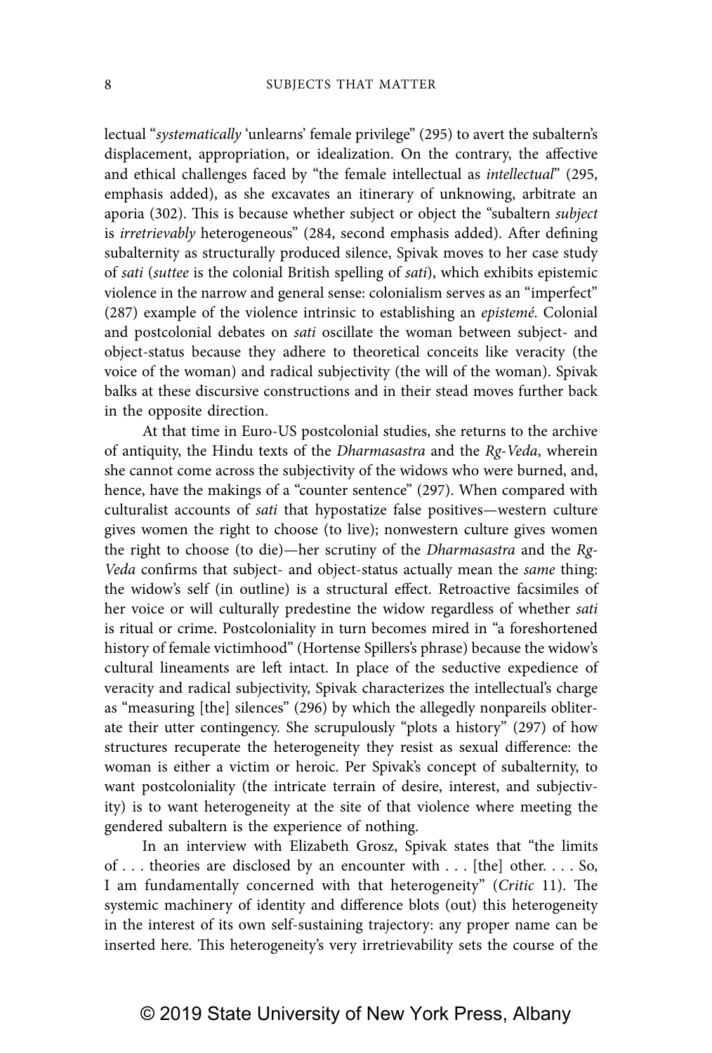lectual "*systematically* 'unlearns' female privilege" (295) to avert the subaltern's displacement, appropriation, or idealization. On the contrary, the affective and ethical challenges faced by "the female intellectual as *intellectual*" (295, emphasis added), as she excavates an itinerary of unknowing, arbitrate an aporia (302). This is because whether subject or object the "subaltern *subject* is *irretrievably* heterogeneous" (284, second emphasis added). After defining subalternity as structurally produced silence, Spivak moves to her case study of *sati* (*suttee* is the colonial British spelling of *sati*), which exhibits epistemic violence in the narrow and general sense: colonialism serves as an "imperfect" (287) example of the violence intrinsic to establishing an *episteme*. Colonial and postcolonial debates on *sati* oscillate the woman between subject- and object-status because they adhere to theoretical conceits like veracity (the voice of the woman) and radical subjectivity (the will of the woman). Spivak balks at these discursive constructions and in their stead moves further back in the opposite direction.

At that time in Euro-US postcolonial studies, she returns to the archive of antiquity, the Hindu texts of the *Dharmasastra* and the *Rg-Veda*, wherein she cannot come across the subjectivity of the widows who were burned, and, hence, have the makings of a "counter sentence" (297). When compared with culturalist accounts of *sati* that hypostatize false positives—western culture gives women the right to choose (to live); nonwestern culture gives women the right to choose (to die)—her scrutiny of the *Dharmasastra* and the *Rg-Veda* confirms that subject- and object-status actually mean the *same* thing: the widow's self (in outline) is a structural effect. Retroactive facsimiles of her voice or will culturally predestine the widow regardless of whether *sati* is ritual or crime. Postcoloniality in turn becomes mired in "a foreshortened history of female victimhood" (Hortense Spillers's phrase) because the widow's cultural lineaments are left intact. In place of the seductive expedience of veracity and radical subjectivity, Spivak characterizes the intellectual's charge as "measuring [the] silences" (296) by which the allegedly nonpareils obliterate their utter contingency. She scrupulously "plots a history" (297) of how structures recuperate the heterogeneity they resist as sexual difference: the woman is either a victim or heroic. Per Spivak's concept of subalternity, to want postcoloniality (the intricate terrain of desire, interest, and subjectivity) is to want heterogeneity at the site of that violence where meeting the gendered subaltern is the experience of nothing.

In an interview with Elizabeth Grosz, Spivak states that "the limits of . . . theories are disclosed by an encounter with . . . [the] other. . . . So, I am fundamentally concerned with that heterogeneity" (*Critic* 11). The systemic machinery of identity and difference blots (out) this heterogeneity in the interest of its own self-sustaining trajectory: any proper name can be inserted here. This heterogeneity's very irretrievability sets the course of the

© 2019 State University of New York Press, Albany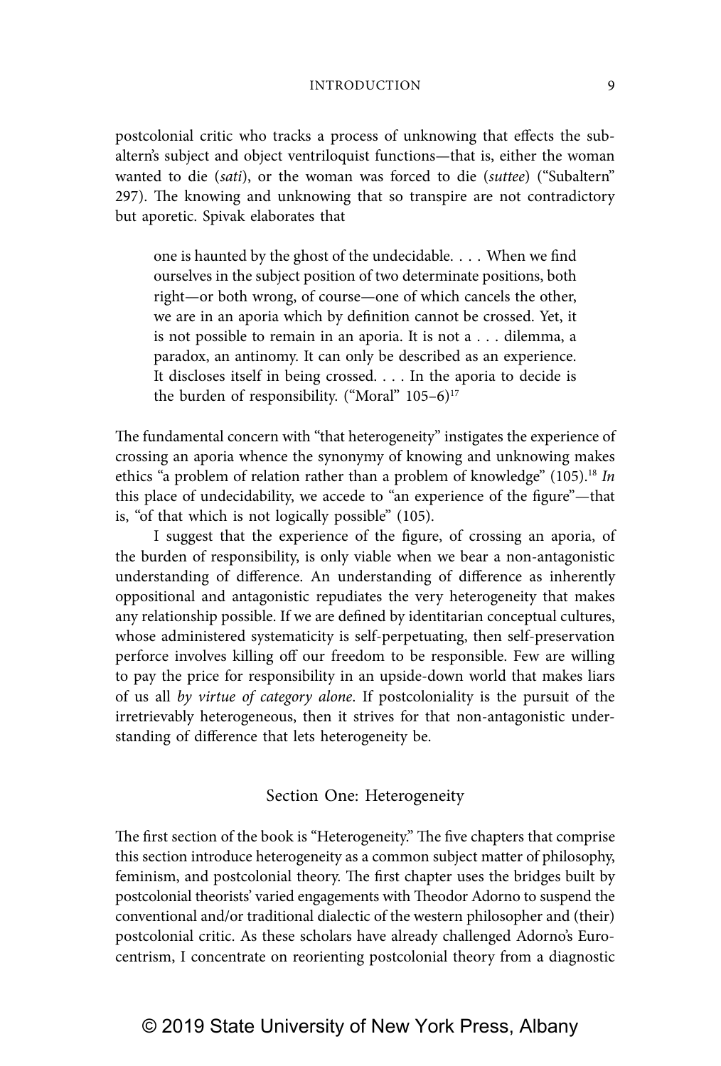postcolonial critic who tracks a process of unknowing that effects the subaltern's subject and object ventriloquist functions—that is, either the woman wanted to die (*sati*), or the woman was forced to die (*suttee*) ("Subaltern" 297). The knowing and unknowing that so transpire are not contradictory but aporetic. Spivak elaborates that

> one is haunted by the ghost of the undecidable. . . . When we find ourselves in the subject position of two determinate positions, both right—or both wrong, of course—one of which cancels the other, we are in an aporia which by definition cannot be crossed. Yet, it is not possible to remain in an aporia. It is not a . . . dilemma, a paradox, an antinomy. It can only be described as an experience. It discloses itself in being crossed. . . . In the aporia to decide is the burden of responsibility. ("Moral" 105–6)[17]

The fundamental concern with "that heterogeneity" instigates the experience of crossing an aporia whence the synonymy of knowing and unknowing makes ethics "a problem of relation rather than a problem of knowledge" (105).[18] *In* this place of undecidability, we accede to "an experience of the figure"—that is, "of that which is not logically possible" (105).

I suggest that the experience of the figure, of crossing an aporia, of the burden of responsibility, is only viable when we bear a non-antagonistic understanding of difference. An understanding of difference as inherently oppositional and antagonistic repudiates the very heterogeneity that makes any relationship possible. If we are defined by identitarian conceptual cultures, whose administered systematicity is self-perpetuating, then self-preservation perforce involves killing off our freedom to be responsible. Few are willing to pay the price for responsibility in an upside-down world that makes liars of us all *by virtue of category alone*. If postcoloniality is the pursuit of the irretrievably heterogeneous, then it strives for that non-antagonistic understanding of difference that lets heterogeneity be.

## Section One: Heterogeneity

The first section of the book is "Heterogeneity." The five chapters that comprise this section introduce heterogeneity as a common subject matter of philosophy, feminism, and postcolonial theory. The first chapter uses the bridges built by postcolonial theorists' varied engagements with Theodor Adorno to suspend the conventional and/or traditional dialectic of the western philosopher and (their) postcolonial critic. As these scholars have already challenged Adorno's Eurocentrism, I concentrate on reorienting postcolonial theory from a diagnostic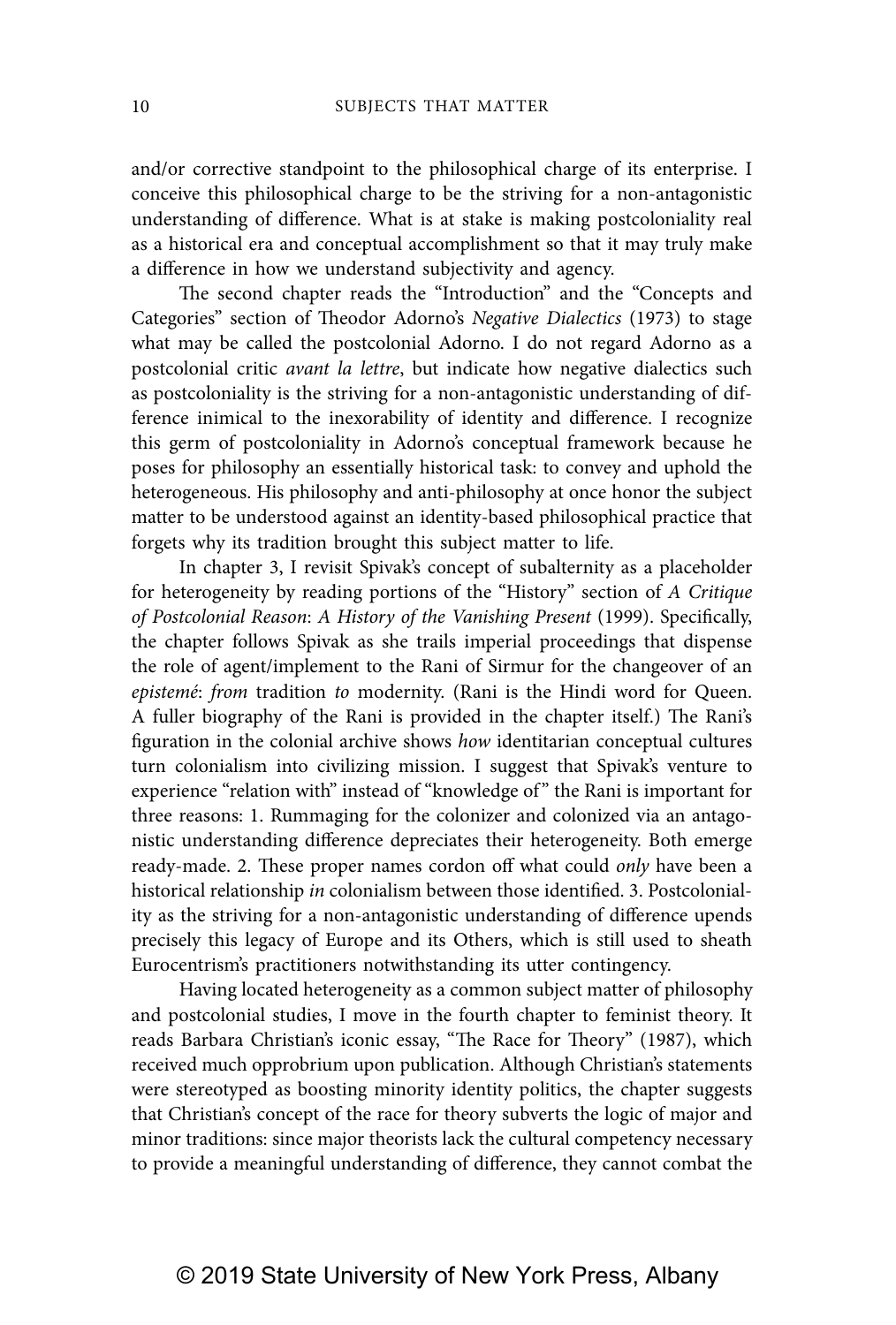and/or corrective standpoint to the philosophical charge of its enterprise. I conceive this philosophical charge to be the striving for a non-antagonistic understanding of difference. What is at stake is making postcoloniality real as a historical era and conceptual accomplishment so that it may truly make a difference in how we understand subjectivity and agency.

The second chapter reads the "Introduction" and the "Concepts and Categories" section of Theodor Adorno's *Negative Dialectics* (1973) to stage what may be called the postcolonial Adorno. I do not regard Adorno as a postcolonial critic *avant la lettre*, but indicate how negative dialectics such as postcoloniality is the striving for a non-antagonistic understanding of difference inimical to the inexorability of identity and difference. I recognize this germ of postcoloniality in Adorno's conceptual framework because he poses for philosophy an essentially historical task: to convey and uphold the heterogeneous. His philosophy and anti-philosophy at once honor the subject matter to be understood against an identity-based philosophical practice that forgets why its tradition brought this subject matter to life.

In chapter 3, I revisit Spivak's concept of subalternity as a placeholder for heterogeneity by reading portions of the "History" section of *A Critique of Postcolonial Reason*: *A History of the Vanishing Present* (1999). Specifically, the chapter follows Spivak as she trails imperial proceedings that dispense the role of agent/implement to the Rani of Sirmur for the changeover of an *epistemé*: *from* tradition *to* modernity. (Rani is the Hindi word for Queen. A fuller biography of the Rani is provided in the chapter itself.) The Rani's figuration in the colonial archive shows *how* identitarian conceptual cultures turn colonialism into civilizing mission. I suggest that Spivak's venture to experience "relation with" instead of "knowledge of" the Rani is important for three reasons: 1. Rummaging for the colonizer and colonized via an antagonistic understanding difference depreciates their heterogeneity. Both emerge ready-made. 2. These proper names cordon off what could *only* have been a historical relationship *in* colonialism between those identified. 3. Postcoloniality as the striving for a non-antagonistic understanding of difference upends precisely this legacy of Europe and its Others, which is still used to sheath Eurocentrism's practitioners notwithstanding its utter contingency.

Having located heterogeneity as a common subject matter of philosophy and postcolonial studies, I move in the fourth chapter to feminist theory. It reads Barbara Christian's iconic essay, "The Race for Theory" (1987), which received much opprobrium upon publication. Although Christian's statements were stereotyped as boosting minority identity politics, the chapter suggests that Christian's concept of the race for theory subverts the logic of major and minor traditions: since major theorists lack the cultural competency necessary to provide a meaningful understanding of difference, they cannot combat the

© 2019 State University of New York Press, Albany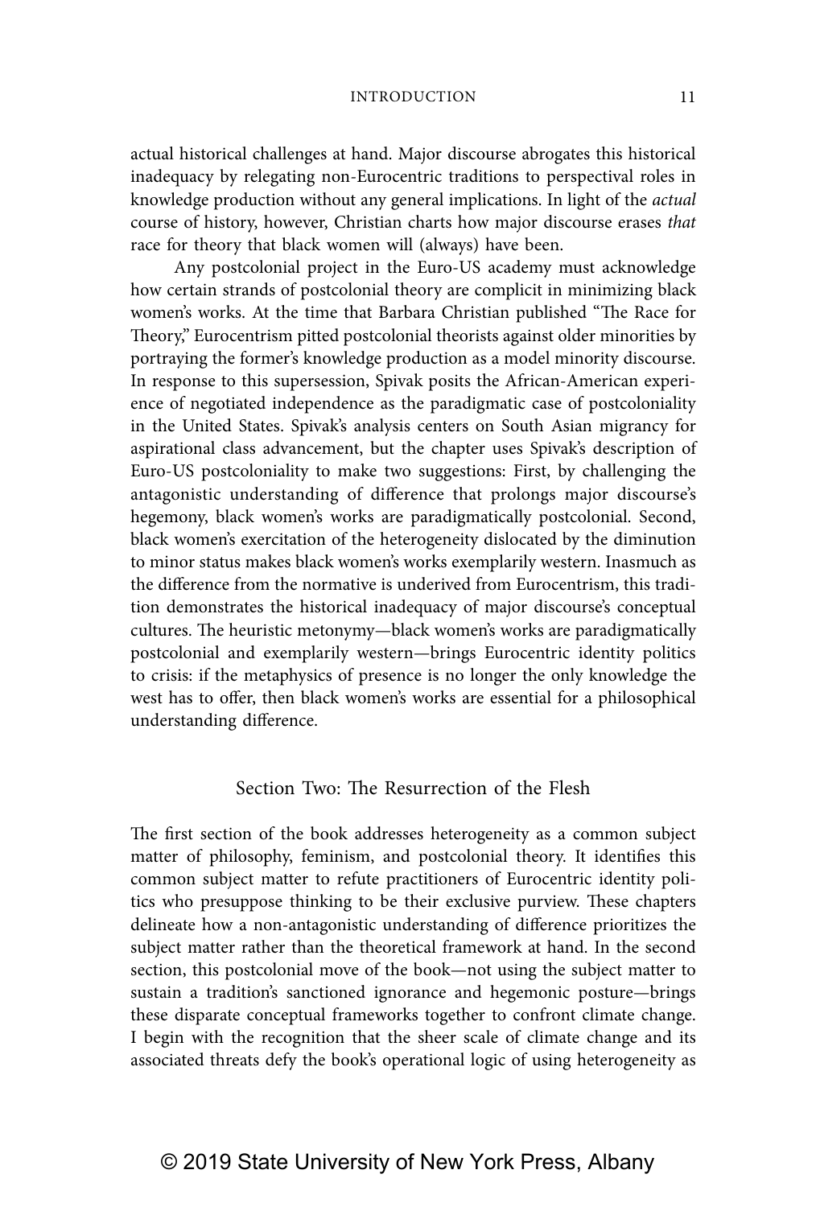actual historical challenges at hand. Major discourse abrogates this historical inadequacy by relegating non-Eurocentric traditions to perspectival roles in knowledge production without any general implications. In light of the *actual* course of history, however, Christian charts how major discourse erases *that* race for theory that black women will (always) have been.

Any postcolonial project in the Euro-US academy must acknowledge how certain strands of postcolonial theory are complicit in minimizing black women's works. At the time that Barbara Christian published "The Race for Theory," Eurocentrism pitted postcolonial theorists against older minorities by portraying the former's knowledge production as a model minority discourse. In response to this supersession, Spivak posits the African-American experience of negotiated independence as the paradigmatic case of postcoloniality in the United States. Spivak's analysis centers on South Asian migrancy for aspirational class advancement, but the chapter uses Spivak's description of Euro-US postcoloniality to make two suggestions: First, by challenging the antagonistic understanding of difference that prolongs major discourse's hegemony, black women's works are paradigmatically postcolonial. Second, black women's exercitation of the heterogeneity dislocated by the diminution to minor status makes black women's works exemplarily western. Inasmuch as the difference from the normative is underived from Eurocentrism, this tradition demonstrates the historical inadequacy of major discourse's conceptual cultures. The heuristic metonymy—black women's works are paradigmatically postcolonial and exemplarily western—brings Eurocentric identity politics to crisis: if the metaphysics of presence is no longer the only knowledge the west has to offer, then black women's works are essential for a philosophical understanding difference.

## Section Two: The Resurrection of the Flesh

The first section of the book addresses heterogeneity as a common subject matter of philosophy, feminism, and postcolonial theory. It identifies this common subject matter to refute practitioners of Eurocentric identity politics who presuppose thinking to be their exclusive purview. These chapters delineate how a non-antagonistic understanding of difference prioritizes the subject matter rather than the theoretical framework at hand. In the second section, this postcolonial move of the book—not using the subject matter to sustain a tradition's sanctioned ignorance and hegemonic posture—brings these disparate conceptual frameworks together to confront climate change. I begin with the recognition that the sheer scale of climate change and its associated threats defy the book's operational logic of using heterogeneity as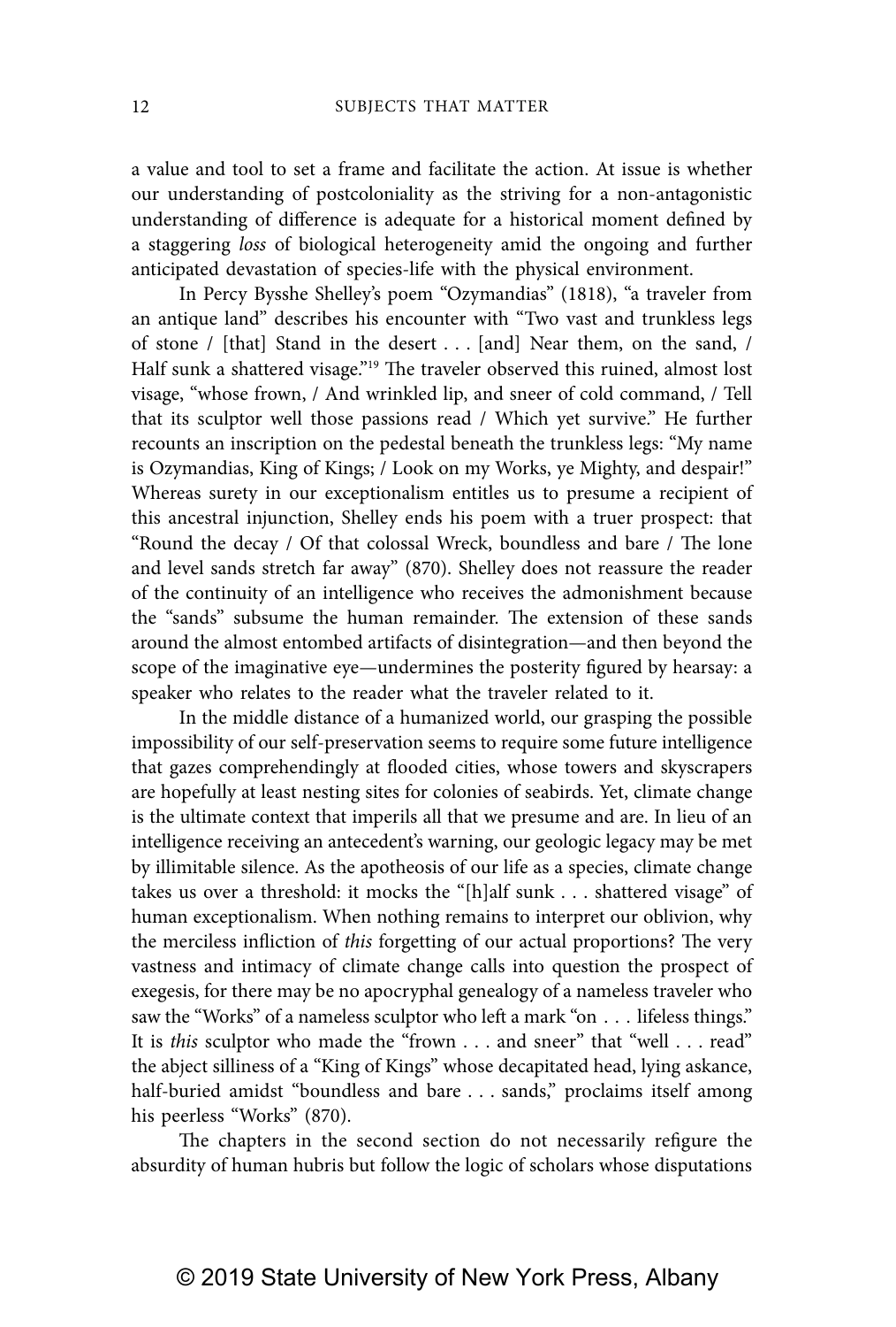a value and tool to set a frame and facilitate the action. At issue is whether our understanding of postcoloniality as the striving for a non-antagonistic understanding of difference is adequate for a historical moment defined by a staggering *loss* of biological heterogeneity amid the ongoing and further anticipated devastation of species-life with the physical environment.

In Percy Bysshe Shelley's poem "Ozymandias" (1818), "a traveler from an antique land" describes his encounter with "Two vast and trunkless legs of stone / [that] Stand in the desert . . . [and] Near them, on the sand, / Half sunk a shattered visage."[19] The traveler observed this ruined, almost lost visage, "whose frown, / And wrinkled lip, and sneer of cold command, / Tell that its sculptor well those passions read / Which yet survive." He further recounts an inscription on the pedestal beneath the trunkless legs: "My name is Ozymandias, King of Kings; / Look on my Works, ye Mighty, and despair!" Whereas surety in our exceptionalism entitles us to presume a recipient of this ancestral injunction, Shelley ends his poem with a truer prospect: that "Round the decay / Of that colossal Wreck, boundless and bare / The lone and level sands stretch far away" (870). Shelley does not reassure the reader of the continuity of an intelligence who receives the admonishment because the "sands" subsume the human remainder. The extension of these sands around the almost entombed artifacts of disintegration—and then beyond the scope of the imaginative eye—undermines the posterity figured by hearsay: a speaker who relates to the reader what the traveler related to it.

In the middle distance of a humanized world, our grasping the possible impossibility of our self-preservation seems to require some future intelligence that gazes comprehendingly at flooded cities, whose towers and skyscrapers are hopefully at least nesting sites for colonies of seabirds. Yet, climate change is the ultimate context that imperils all that we presume and are. In lieu of an intelligence receiving an antecedent's warning, our geologic legacy may be met by illimitable silence. As the apotheosis of our life as a species, climate change takes us over a threshold: it mocks the "[h]alf sunk . . . shattered visage" of human exceptionalism. When nothing remains to interpret our oblivion, why the merciless infliction of *this* forgetting of our actual proportions? The very vastness and intimacy of climate change calls into question the prospect of exegesis, for there may be no apocryphal genealogy of a nameless traveler who saw the "Works" of a nameless sculptor who left a mark "on . . . lifeless things." It is *this* sculptor who made the "frown . . . and sneer" that "well . . . read" the abject silliness of a "King of Kings" whose decapitated head, lying askance, half-buried amidst "boundless and bare . . . sands," proclaims itself among his peerless "Works" (870).

The chapters in the second section do not necessarily refigure the absurdity of human hubris but follow the logic of scholars whose disputations

© 2019 State University of New York Press, Albany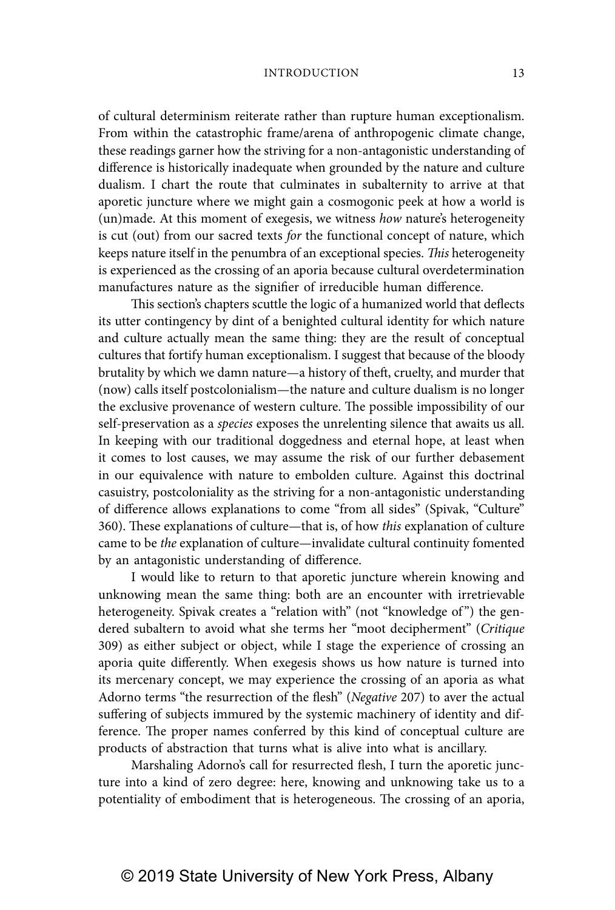of cultural determinism reiterate rather than rupture human exceptionalism. From within the catastrophic frame/arena of anthropogenic climate change, these readings garner how the striving for a non-antagonistic understanding of difference is historically inadequate when grounded by the nature and culture dualism. I chart the route that culminates in subalternity to arrive at that aporetic juncture where we might gain a cosmogonic peek at how a world is (un)made. At this moment of exegesis, we witness *how* nature's heterogeneity is cut (out) from our sacred texts *for* the functional concept of nature, which keeps nature itself in the penumbra of an exceptional species. *This* heterogeneity is experienced as the crossing of an aporia because cultural overdetermination manufactures nature as the signifier of irreducible human difference.

This section's chapters scuttle the logic of a humanized world that deflects its utter contingency by dint of a benighted cultural identity for which nature and culture actually mean the same thing: they are the result of conceptual cultures that fortify human exceptionalism. I suggest that because of the bloody brutality by which we damn nature—a history of theft, cruelty, and murder that (now) calls itself postcolonialism—the nature and culture dualism is no longer the exclusive provenance of western culture. The possible impossibility of our self-preservation as a *species* exposes the unrelenting silence that awaits us all. In keeping with our traditional doggedness and eternal hope, at least when it comes to lost causes, we may assume the risk of our further debasement in our equivalence with nature to embolden culture. Against this doctrinal casuistry, postcoloniality as the striving for a non-antagonistic understanding of difference allows explanations to come "from all sides" (Spivak, "Culture" 360). These explanations of culture—that is, of how *this* explanation of culture came to be *the* explanation of culture—invalidate cultural continuity fomented by an antagonistic understanding of difference.

I would like to return to that aporetic juncture wherein knowing and unknowing mean the same thing: both are an encounter with irretrievable heterogeneity. Spivak creates a "relation with" (not "knowledge of") the gendered subaltern to avoid what she terms her "moot decipherment" (*Critique* 309) as either subject or object, while I stage the experience of crossing an aporia quite differently. When exegesis shows us how nature is turned into its mercenary concept, we may experience the crossing of an aporia as what Adorno terms "the resurrection of the flesh" (*Negative* 207) to aver the actual suffering of subjects immured by the systemic machinery of identity and difference. The proper names conferred by this kind of conceptual culture are products of abstraction that turns what is alive into what is ancillary.

Marshaling Adorno's call for resurrected flesh, I turn the aporetic juncture into a kind of zero degree: here, knowing and unknowing take us to a potentiality of embodiment that is heterogeneous. The crossing of an aporia,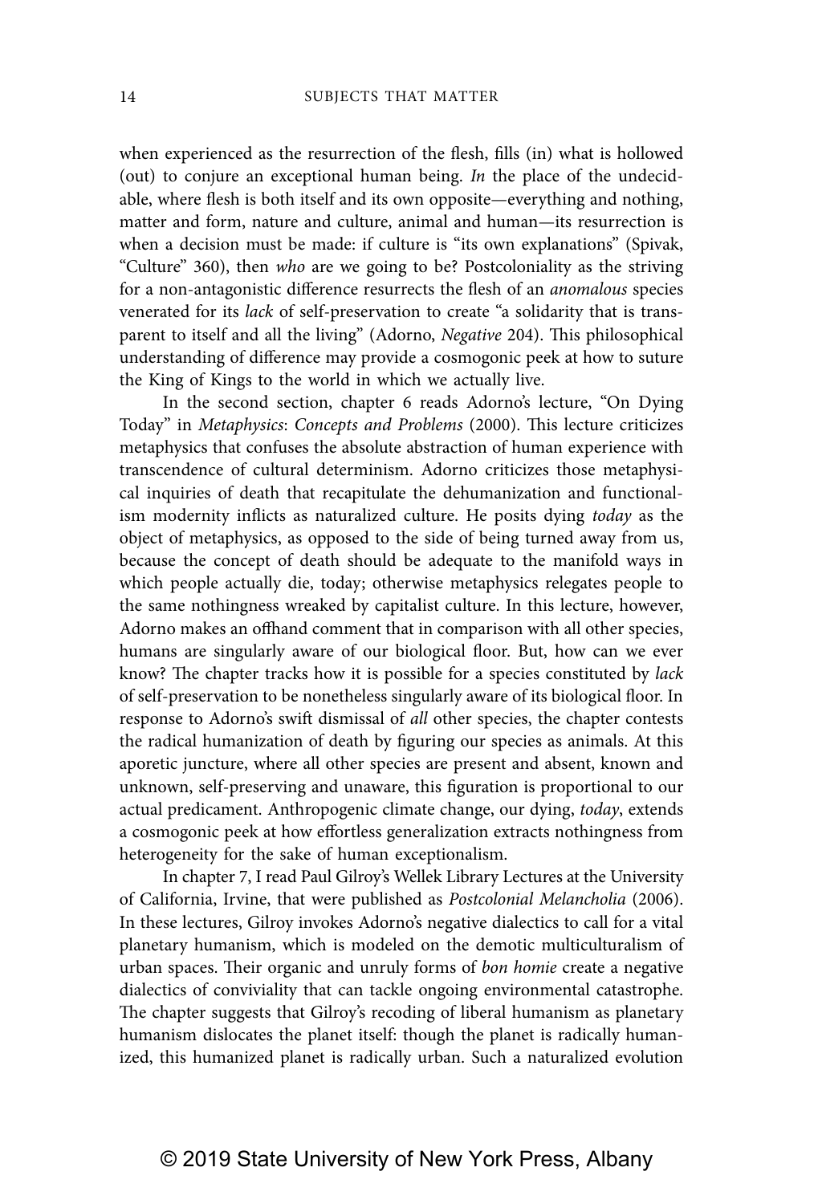when experienced as the resurrection of the flesh, fills (in) what is hollowed (out) to conjure an exceptional human being. *In* the place of the undecidable, where flesh is both itself and its own opposite—everything and nothing, matter and form, nature and culture, animal and human—its resurrection is when a decision must be made: if culture is "its own explanations" (Spivak, "Culture" 360), then *who* are we going to be? Postcoloniality as the striving for a non-antagonistic difference resurrects the flesh of an *anomalous* species venerated for its *lack* of self-preservation to create "a solidarity that is transparent to itself and all the living" (Adorno, *Negative* 204). This philosophical understanding of difference may provide a cosmogonic peek at how to suture the King of Kings to the world in which we actually live.

In the second section, chapter 6 reads Adorno's lecture, "On Dying Today" in *Metaphysics*: *Concepts and Problems* (2000). This lecture criticizes metaphysics that confuses the absolute abstraction of human experience with transcendence of cultural determinism. Adorno criticizes those metaphysical inquiries of death that recapitulate the dehumanization and functionalism modernity inflicts as naturalized culture. He posits dying *today* as the object of metaphysics, as opposed to the side of being turned away from us, because the concept of death should be adequate to the manifold ways in which people actually die, today; otherwise metaphysics relegates people to the same nothingness wreaked by capitalist culture. In this lecture, however, Adorno makes an offhand comment that in comparison with all other species, humans are singularly aware of our biological floor. But, how can we ever know? The chapter tracks how it is possible for a species constituted by *lack* of self-preservation to be nonetheless singularly aware of its biological floor. In response to Adorno's swift dismissal of *all* other species, the chapter contests the radical humanization of death by figuring our species as animals. At this aporetic juncture, where all other species are present and absent, known and unknown, self-preserving and unaware, this figuration is proportional to our actual predicament. Anthropogenic climate change, our dying, *today*, extends a cosmogonic peek at how effortless generalization extracts nothingness from heterogeneity for the sake of human exceptionalism.

In chapter 7, I read Paul Gilroy's Wellek Library Lectures at the University of California, Irvine, that were published as *Postcolonial Melancholia* (2006). In these lectures, Gilroy invokes Adorno's negative dialectics to call for a vital planetary humanism, which is modeled on the demotic multiculturalism of urban spaces. Their organic and unruly forms of *bon homie* create a negative dialectics of conviviality that can tackle ongoing environmental catastrophe. The chapter suggests that Gilroy's recoding of liberal humanism as planetary humanism dislocates the planet itself: though the planet is radically humanized, this humanized planet is radically urban. Such a naturalized evolution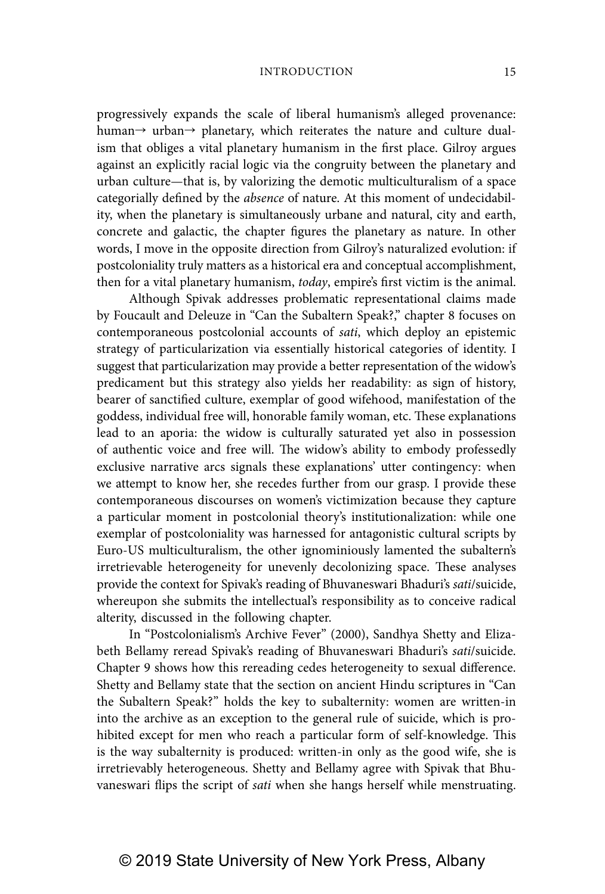progressively expands the scale of liberal humanism's alleged provenance: human→ urban→ planetary, which reiterates the nature and culture dualism that obliges a vital planetary humanism in the first place. Gilroy argues against an explicitly racial logic via the congruity between the planetary and urban culture—that is, by valorizing the demotic multiculturalism of a space categorially defined by the *absence* of nature. At this moment of undecidability, when the planetary is simultaneously urbane and natural, city and earth, concrete and galactic, the chapter figures the planetary as nature. In other words, I move in the opposite direction from Gilroy's naturalized evolution: if postcoloniality truly matters as a historical era and conceptual accomplishment, then for a vital planetary humanism, *today*, empire's first victim is the animal.

Although Spivak addresses problematic representational claims made by Foucault and Deleuze in "Can the Subaltern Speak?," chapter 8 focuses on contemporaneous postcolonial accounts of *sati*, which deploy an epistemic strategy of particularization via essentially historical categories of identity. I suggest that particularization may provide a better representation of the widow's predicament but this strategy also yields her readability: as sign of history, bearer of sanctified culture, exemplar of good wifehood, manifestation of the goddess, individual free will, honorable family woman, etc. These explanations lead to an aporia: the widow is culturally saturated yet also in possession of authentic voice and free will. The widow's ability to embody professedly exclusive narrative arcs signals these explanations' utter contingency: when we attempt to know her, she recedes further from our grasp. I provide these contemporaneous discourses on women's victimization because they capture a particular moment in postcolonial theory's institutionalization: while one exemplar of postcoloniality was harnessed for antagonistic cultural scripts by Euro-US multiculturalism, the other ignominiously lamented the subaltern's irretrievable heterogeneity for unevenly decolonizing space. These analyses provide the context for Spivak's reading of Bhuvaneswari Bhaduri's *sati*/suicide, whereupon she submits the intellectual's responsibility as to conceive radical alterity, discussed in the following chapter.

In "Postcolonialism's Archive Fever" (2000), Sandhya Shetty and Elizabeth Bellamy reread Spivak's reading of Bhuvaneswari Bhaduri's *sati*/suicide. Chapter 9 shows how this rereading cedes heterogeneity to sexual difference. Shetty and Bellamy state that the section on ancient Hindu scriptures in "Can the Subaltern Speak?" holds the key to subalternity: women are written-in into the archive as an exception to the general rule of suicide, which is prohibited except for men who reach a particular form of self-knowledge. This is the way subalternity is produced: written-in only as the good wife, she is irretrievably heterogeneous. Shetty and Bellamy agree with Spivak that Bhuvaneswari flips the script of *sati* when she hangs herself while menstruating.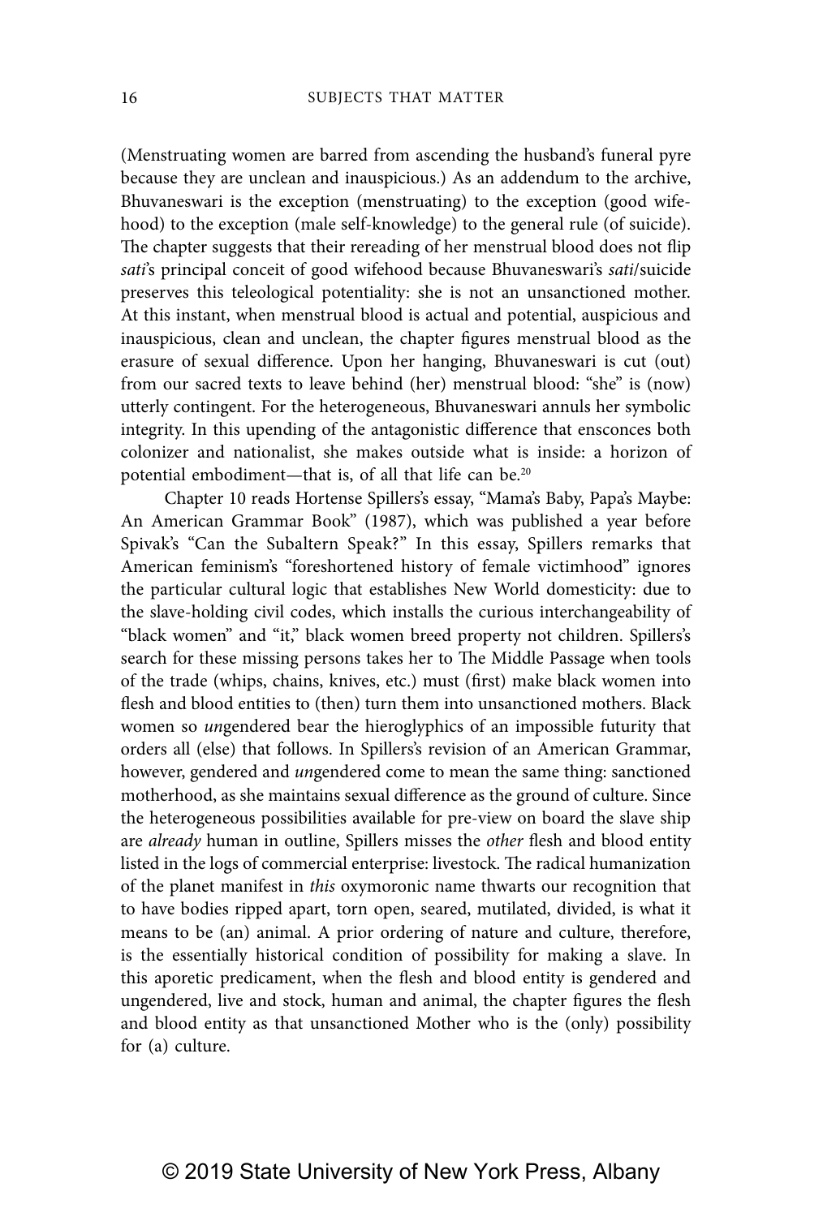(Menstruating women are barred from ascending the husband's funeral pyre because they are unclean and inauspicious.) As an addendum to the archive, Bhuvaneswari is the exception (menstruating) to the exception (good wifehood) to the exception (male self-knowledge) to the general rule (of suicide). The chapter suggests that their rereading of her menstrual blood does not flip *sati*'s principal conceit of good wifehood because Bhuvaneswari's *sati*/suicide preserves this teleological potentiality: she is not an unsanctioned mother. At this instant, when menstrual blood is actual and potential, auspicious and inauspicious, clean and unclean, the chapter figures menstrual blood as the erasure of sexual difference. Upon her hanging, Bhuvaneswari is cut (out) from our sacred texts to leave behind (her) menstrual blood: "she" is (now) utterly contingent. For the heterogeneous, Bhuvaneswari annuls her symbolic integrity. In this upending of the antagonistic difference that ensconces both colonizer and nationalist, she makes outside what is inside: a horizon of potential embodiment—that is, of all that life can be.[20]

Chapter 10 reads Hortense Spillers's essay, "Mama's Baby, Papa's Maybe: An American Grammar Book" (1987), which was published a year before Spivak's "Can the Subaltern Speak?" In this essay, Spillers remarks that American feminism's "foreshortened history of female victimhood" ignores the particular cultural logic that establishes New World domesticity: due to the slave-holding civil codes, which installs the curious interchangeability of "black women" and "it," black women breed property not children. Spillers's search for these missing persons takes her to The Middle Passage when tools of the trade (whips, chains, knives, etc.) must (first) make black women into flesh and blood entities to (then) turn them into unsanctioned mothers. Black women so *un*gendered bear the hieroglyphics of an impossible futurity that orders all (else) that follows. In Spillers's revision of an American Grammar, however, gendered and *un*gendered come to mean the same thing: sanctioned motherhood, as she maintains sexual difference as the ground of culture. Since the heterogeneous possibilities available for pre-view on board the slave ship are *already* human in outline, Spillers misses the *other* flesh and blood entity listed in the logs of commercial enterprise: livestock. The radical humanization of the planet manifest in *this* oxymoronic name thwarts our recognition that to have bodies ripped apart, torn open, seared, mutilated, divided, is what it means to be (an) animal. A prior ordering of nature and culture, therefore, is the essentially historical condition of possibility for making a slave. In this aporetic predicament, when the flesh and blood entity is gendered and ungendered, live and stock, human and animal, the chapter figures the flesh and blood entity as that unsanctioned Mother who is the (only) possibility for (a) culture.

© 2019 State University of New York Press, Albany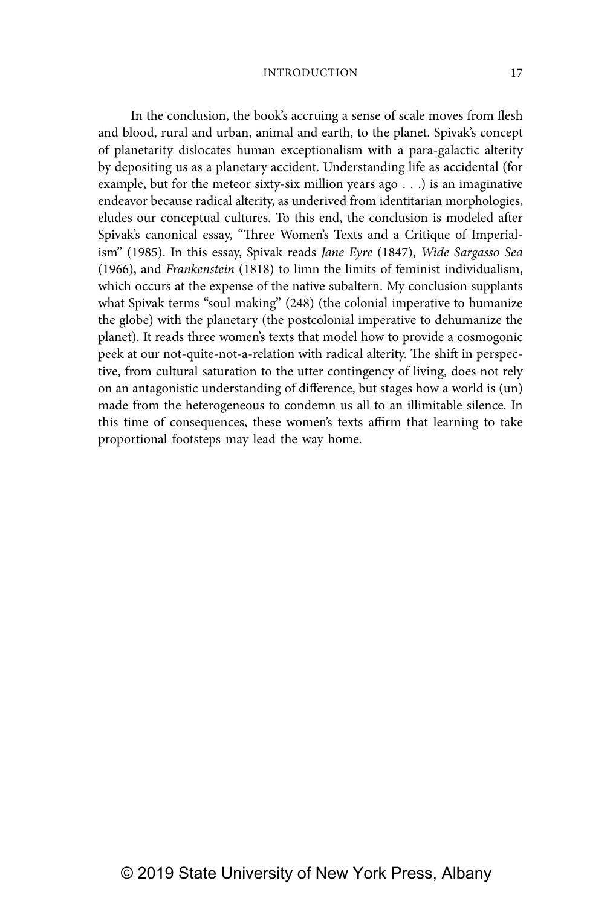In the conclusion, the book's accruing a sense of scale moves from flesh and blood, rural and urban, animal and earth, to the planet. Spivak's concept of planetarity dislocates human exceptionalism with a para-galactic alterity by depositing us as a planetary accident. Understanding life as accidental (for example, but for the meteor sixty-six million years ago . . .) is an imaginative endeavor because radical alterity, as underived from identitarian morphologies, eludes our conceptual cultures. To this end, the conclusion is modeled after Spivak's canonical essay, "Three Women's Texts and a Critique of Imperialism" (1985). In this essay, Spivak reads *Jane Eyre* (1847), *Wide Sargasso Sea* (1966), and *Frankenstein* (1818) to limn the limits of feminist individualism, which occurs at the expense of the native subaltern. My conclusion supplants what Spivak terms "soul making" (248) (the colonial imperative to humanize the globe) with the planetary (the postcolonial imperative to dehumanize the planet). It reads three women's texts that model how to provide a cosmogonic peek at our not-quite-not-a-relation with radical alterity. The shift in perspective, from cultural saturation to the utter contingency of living, does not rely on an antagonistic understanding of difference, but stages how a world is (un) made from the heterogeneous to condemn us all to an illimitable silence. In this time of consequences, these women's texts affirm that learning to take proportional footsteps may lead the way home.

© 2019 State University of New York Press, Albany